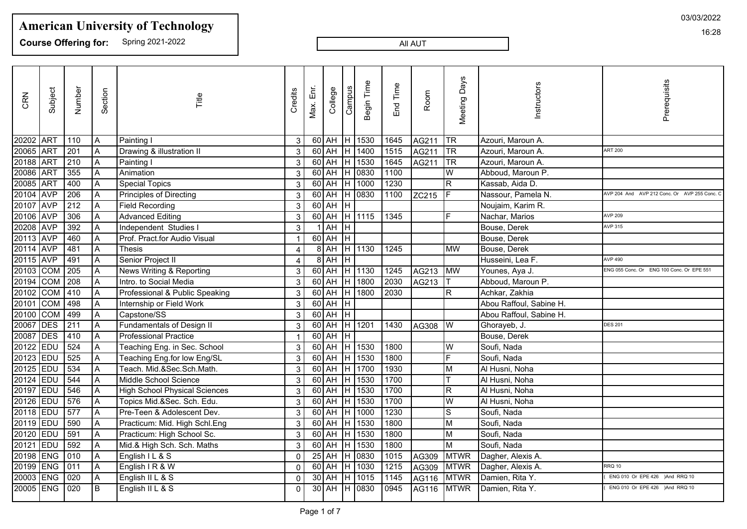# American University of Technology

**Course Offering for:** Spring 2021-2022

All AUT

03/03/2022

16:28

| CRN | Subject | Number | Section | Title | Credits | Max. Enr. | College | Campus | Begin Time | End Time | Room | Meeting Days | Instructors | Prerequisits |
|---|---|---|---|---|---|---|---|---|---|---|---|---|---|---|
| 20202 | ART | 110 | A | Painting I | 3 | 60 | AH | H | 1530 | 1645 | AG211 | TR | Azouri, Maroun A. | |
| 20065 | ART | 201 | A | Drawing & illustration II | 3 | 60 | AH | H | 1400 | 1515 | AG211 | TR | Azouri, Maroun A. | ART 200 |
| 20188 | ART | 210 | A | Painting I | 3 | 60 | AH | H | 1530 | 1645 | AG211 | TR | Azouri, Maroun A. | |
| 20086 | ART | 355 | A | Animation | 3 | 60 | AH | H | 0830 | 1100 | | W | Abboud, Maroun P. | |
| 20085 | ART | 400 | A | Special Topics | 3 | 60 | AH | H | 1000 | 1230 | | R | Kassab, Aida D. | |
| 20104 | AVP | 206 | A | Principles of Directing | 3 | 60 | AH | H | 0830 | 1100 | ZC215 | F | Nassour, Pamela N. | AVP 204 And AVP 212 Conc. Or AVP 255 Conc. C |
| 20107 | AVP | 212 | A | Field Recording | 3 | 60 | AH | H | | | | | Noujaim, Karim R. | |
| 20106 | AVP | 306 | A | Advanced Editing | 3 | 60 | AH | H | 1115 | 1345 | | F | Nachar, Marios | AVP 209 |
| 20208 | AVP | 392 | A | Independent Studies I | 3 | 1 | AH | H | | | | | Bouse, Derek | AVP 315 |
| 20113 | AVP | 460 | A | Prof. Pract.for Audio Visual | 1 | 60 | AH | H | | | | | Bouse, Derek | |
| 20114 | AVP | 481 | A | Thesis | 4 | 8 | AH | H | 1130 | 1245 | | MW | Bouse, Derek | |
| 20115 | AVP | 491 | A | Senior Project II | 4 | 8 | AH | H | | | | | Husseini, Lea F. | AVP 490 |
| 20103 | COM | 205 | A | News Writing & Reporting | 3 | 60 | AH | H | 1130 | 1245 | AG213 | MW | Younes, Aya J. | ENG 055 Conc. Or ENG 100 Conc. Or EPE 551 |
| 20194 | COM | 208 | A | Intro. to Social Media | 3 | 60 | AH | H | 1800 | 2030 | AG213 | T | Abboud, Maroun P. | |
| 20102 | COM | 410 | A | Professional & Public Speaking | 3 | 60 | AH | H | 1800 | 2030 | | R | Achkar, Zakhia | |
| 20101 | COM | 498 | A | Internship or Field Work | 3 | 60 | AH | H | | | | | Abou Raffoul, Sabine H. | |
| 20100 | COM | 499 | A | Capstone/SS | 3 | 60 | AH | H | | | | | Abou Raffoul, Sabine H. | |
| 20067 | DES | 211 | A | Fundamentals of Design II | 3 | 60 | AH | H | 1201 | 1430 | AG308 | W | Ghorayeb, J. | DES 201 |
| 20087 | DES | 410 | A | Professional Practice | 1 | 60 | AH | H | | | | | Bouse, Derek | |
| 20122 | EDU | 524 | A | Teaching Eng. in Sec. School | 3 | 60 | AH | H | 1530 | 1800 | | W | Soufi, Nada | |
| 20123 | EDU | 525 | A | Teaching Eng.for low Eng/SL | 3 | 60 | AH | H | 1530 | 1800 | | F | Soufi, Nada | |
| 20125 | EDU | 534 | A | Teach. Mid.&Sec.Sch.Math. | 3 | 60 | AH | H | 1700 | 1930 | | M | Al Husni, Noha | |
| 20124 | EDU | 544 | A | Middle School Science | 3 | 60 | AH | H | 1530 | 1700 | | T | Al Husni, Noha | |
| 20197 | EDU | 546 | A | High School Physical Sciences | 3 | 60 | AH | H | 1530 | 1700 | | R | Al Husni, Noha | |
| 20126 | EDU | 576 | A | Topics Mid.&Sec. Sch. Edu. | 3 | 60 | AH | H | 1530 | 1700 | | W | Al Husni, Noha | |
| 20118 | EDU | 577 | A | Pre-Teen & Adolescent Dev. | 3 | 60 | AH | H | 1000 | 1230 | | S | Soufi, Nada | |
| 20119 | EDU | 590 | A | Practicum: Mid. High Schl.Eng | 3 | 60 | AH | H | 1530 | 1800 | | M | Soufi, Nada | |
| 20120 | EDU | 591 | A | Practicum: High School Sc. | 3 | 60 | AH | H | 1530 | 1800 | | M | Soufi, Nada | |
| 20121 | EDU | 592 | A | Mid.& High Sch. Sch. Maths | 3 | 60 | AH | H | 1530 | 1800 | | M | Soufi, Nada | |
| 20198 | ENG | 010 | A | English I L & S | 0 | 25 | AH | H | 0830 | 1015 | AG309 | MTWR | Dagher, Alexis A. | |
| 20199 | ENG | 011 | A | English I R & W | 0 | 60 | AH | H | 1030 | 1215 | AG309 | MTWR | Dagher, Alexis A. | RRQ 10 |
| 20003 | ENG | 020 | A | English II L & S | 0 | 30 | AH | H | 1015 | 1145 | AG116 | MTWR | Damien, Rita Y. | ( ENG 010 Or EPE 426 )And RRQ 10 |
| 20005 | ENG | 020 | B | English II L & S | 0 | 30 | AH | H | 0830 | 0945 | AG116 | MTWR | Damien, Rita Y. | ( ENG 010 Or EPE 426 )And RRQ 10 |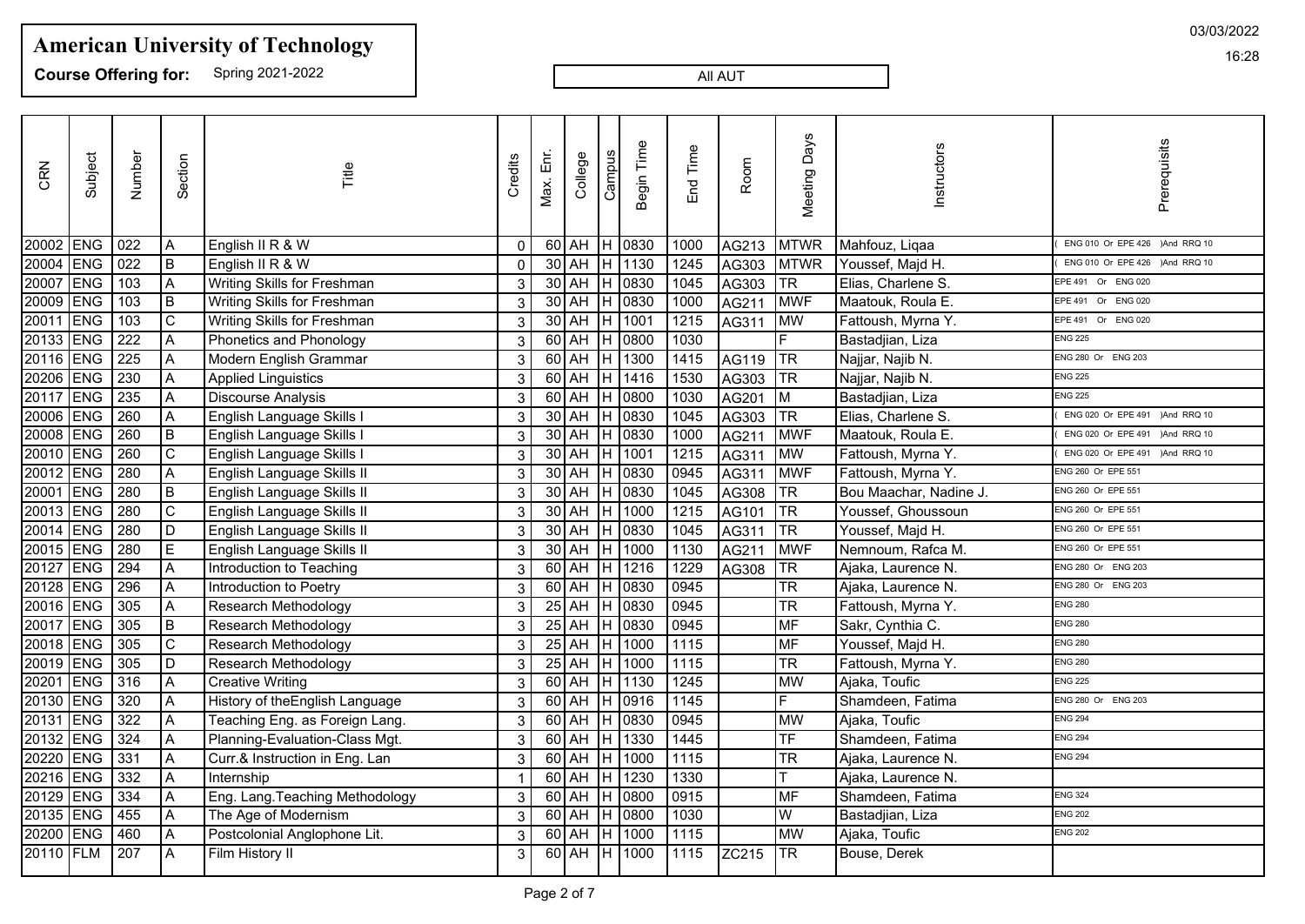# American University of Technology

**Course Offering for:** Spring 2021-2022

All AUT

03/03/2022

16:28

| CRN | Subject | Number | Section | Title | Credits | Max. Enr. | College | Campus | Begin Time | End Time | Room | Meeting Days | Instructors | Prerequisits |
|---|---|---|---|---|---|---|---|---|---|---|---|---|---|---|
| 20002 | ENG | 022 | A | English II R & W | 0 | 60 | AH | H | 0830 | 1000 | AG213 | MTWR | Mahfouz, Liqaa | ( ENG 010 Or EPE 426 )And RRQ 10 |
| 20004 | ENG | 022 | B | English II R & W | 0 | 30 | AH | H | 1130 | 1245 | AG303 | MTWR | Youssef, Majd H. | ( ENG 010 Or EPE 426 )And RRQ 10 |
| 20007 | ENG | 103 | A | Writing Skills for Freshman | 3 | 30 | AH | H | 0830 | 1045 | AG303 | TR | Elias, Charlene S. | EPE 491 Or ENG 020 |
| 20009 | ENG | 103 | B | Writing Skills for Freshman | 3 | 30 | AH | H | 0830 | 1000 | AG211 | MWF | Maatouk, Roula E. | EPE 491 Or ENG 020 |
| 20011 | ENG | 103 | C | Writing Skills for Freshman | 3 | 30 | AH | H | 1001 | 1215 | AG311 | MW | Fattoush, Myrna Y. | EPE 491 Or ENG 020 |
| 20133 | ENG | 222 | A | Phonetics and Phonology | 3 | 60 | AH | H | 0800 | 1030 | | F | Bastadjian, Liza | ENG 225 |
| 20116 | ENG | 225 | A | Modern English Grammar | 3 | 60 | AH | H | 1300 | 1415 | AG119 | TR | Najjar, Najib N. | ENG 280 Or ENG 203 |
| 20206 | ENG | 230 | A | Applied Linguistics | 3 | 60 | AH | H | 1416 | 1530 | AG303 | TR | Najjar, Najib N. | ENG 225 |
| 20117 | ENG | 235 | A | Discourse Analysis | 3 | 60 | AH | H | 0800 | 1030 | AG201 | M | Bastadjian, Liza | ENG 225 |
| 20006 | ENG | 260 | A | English Language Skills I | 3 | 30 | AH | H | 0830 | 1045 | AG303 | TR | Elias, Charlene S. | ( ENG 020 Or EPE 491 )And RRQ 10 |
| 20008 | ENG | 260 | B | English Language Skills I | 3 | 30 | AH | H | 0830 | 1000 | AG211 | MWF | Maatouk, Roula E. | ( ENG 020 Or EPE 491 )And RRQ 10 |
| 20010 | ENG | 260 | C | English Language Skills I | 3 | 30 | AH | H | 1001 | 1215 | AG311 | MW | Fattoush, Myrna Y. | ( ENG 020 Or EPE 491 )And RRQ 10 |
| 20012 | ENG | 280 | A | English Language Skills II | 3 | 30 | AH | H | 0830 | 0945 | AG311 | MWF | Fattoush, Myrna Y. | ENG 260 Or EPE 551 |
| 20001 | ENG | 280 | B | English Language Skills II | 3 | 30 | AH | H | 0830 | 1045 | AG308 | TR | Bou Maachar, Nadine J. | ENG 260 Or EPE 551 |
| 20013 | ENG | 280 | C | English Language Skills II | 3 | 30 | AH | H | 1000 | 1215 | AG101 | TR | Youssef, Ghoussoun | ENG 260 Or EPE 551 |
| 20014 | ENG | 280 | D | English Language Skills II | 3 | 30 | AH | H | 0830 | 1045 | AG311 | TR | Youssef, Majd H. | ENG 260 Or EPE 551 |
| 20015 | ENG | 280 | E | English Language Skills II | 3 | 30 | AH | H | 1000 | 1130 | AG211 | MWF | Nemnoum, Rafca M. | ENG 260 Or EPE 551 |
| 20127 | ENG | 294 | A | Introduction to Teaching | 3 | 60 | AH | H | 1216 | 1229 | AG308 | TR | Ajaka, Laurence N. | ENG 280 Or ENG 203 |
| 20128 | ENG | 296 | A | Introduction to Poetry | 3 | 60 | AH | H | 0830 | 0945 | | TR | Ajaka, Laurence N. | ENG 280 Or ENG 203 |
| 20016 | ENG | 305 | A | Research Methodology | 3 | 25 | AH | H | 0830 | 0945 | | TR | Fattoush, Myrna Y. | ENG 280 |
| 20017 | ENG | 305 | B | Research Methodology | 3 | 25 | AH | H | 0830 | 0945 | | MF | Sakr, Cynthia C. | ENG 280 |
| 20018 | ENG | 305 | C | Research Methodology | 3 | 25 | AH | H | 1000 | 1115 | | MF | Youssef, Majd H. | ENG 280 |
| 20019 | ENG | 305 | D | Research Methodology | 3 | 25 | AH | H | 1000 | 1115 | | TR | Fattoush, Myrna Y. | ENG 280 |
| 20201 | ENG | 316 | A | Creative Writing | 3 | 60 | AH | H | 1130 | 1245 | | MW | Ajaka, Toufic | ENG 225 |
| 20130 | ENG | 320 | A | History of theEnglish Language | 3 | 60 | AH | H | 0916 | 1145 | | F | Shamdeen, Fatima | ENG 280 Or ENG 203 |
| 20131 | ENG | 322 | A | Teaching Eng. as Foreign Lang. | 3 | 60 | AH | H | 0830 | 0945 | | MW | Ajaka, Toufic | ENG 294 |
| 20132 | ENG | 324 | A | Planning-Evaluation-Class Mgt. | 3 | 60 | AH | H | 1330 | 1445 | | TF | Shamdeen, Fatima | ENG 294 |
| 20220 | ENG | 331 | A | Curr.& Instruction in Eng. Lan | 3 | 60 | AH | H | 1000 | 1115 | | TR | Ajaka, Laurence N. | ENG 294 |
| 20216 | ENG | 332 | A | Internship | 1 | 60 | AH | H | 1230 | 1330 | | T | Ajaka, Laurence N. | |
| 20129 | ENG | 334 | A | Eng. Lang.Teaching Methodology | 3 | 60 | AH | H | 0800 | 0915 | | MF | Shamdeen, Fatima | ENG 324 |
| 20135 | ENG | 455 | A | The Age of Modernism | 3 | 60 | AH | H | 0800 | 1030 | | W | Bastadjian, Liza | ENG 202 |
| 20200 | ENG | 460 | A | Postcolonial Anglophone Lit. | 3 | 60 | AH | H | 1000 | 1115 | | MW | Ajaka, Toufic | ENG 202 |
| 20110 | FLM | 207 | A | Film History II | 3 | 60 | AH | H | 1000 | 1115 | ZC215 | TR | Bouse, Derek | |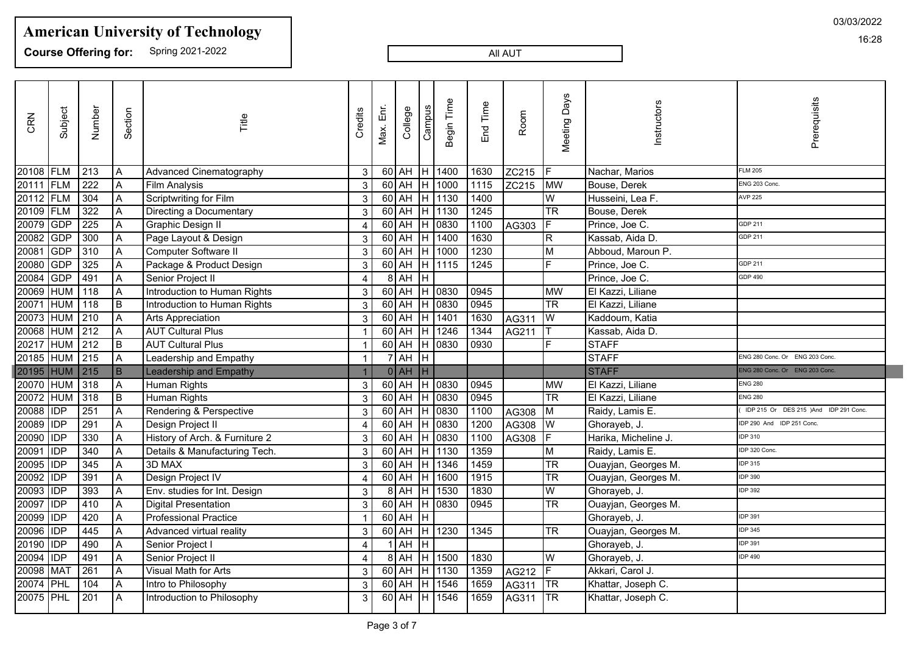# American University of Technology

**Course Offering for:** Spring 2021-2022

All AUT

03/03/2022

16:28

| CRN | Subject | Number | Section | Title | Credits | Max. Enr. | College | Campus | Begin Time | End Time | Room | Meeting Days | Instructors | Prerequisits |
|---|---|---|---|---|---|---|---|---|---|---|---|---|---|---|
| 20108 | FLM | 213 | A | Advanced Cinematography | 3 | 60 | AH | H | 1400 | 1630 | ZC215 | F | Nachar, Marios | FLM 205 |
| 20111 | FLM | 222 | A | Film Analysis | 3 | 60 | AH | H | 1000 | 1115 | ZC215 | MW | Bouse, Derek | ENG 203 Conc. |
| 20112 | FLM | 304 | A | Scriptwriting for Film | 3 | 60 | AH | H | 1130 | 1400 | | W | Husseini, Lea F. | AVP 225 |
| 20109 | FLM | 322 | A | Directing a Documentary | 3 | 60 | AH | H | 1130 | 1245 | | TR | Bouse, Derek | |
| 20079 | GDP | 225 | A | Graphic Design II | 4 | 60 | AH | H | 0830 | 1100 | AG303 | F | Prince, Joe C. | GDP 211 |
| 20082 | GDP | 300 | A | Page Layout & Design | 3 | 60 | AH | H | 1400 | 1630 | | R | Kassab, Aida D. | GDP 211 |
| 20081 | GDP | 310 | A | Computer Software II | 3 | 60 | AH | H | 1000 | 1230 | | M | Abboud, Maroun P. | |
| 20080 | GDP | 325 | A | Package & Product Design | 3 | 60 | AH | H | 1115 | 1245 | | F | Prince, Joe C. | GDP 211 |
| 20084 | GDP | 491 | A | Senior Project II | 4 | 8 | AH | H | | | | | Prince, Joe C. | GDP 490 |
| 20069 | HUM | 118 | A | Introduction to Human Rights | 3 | 60 | AH | H | 0830 | 0945 | | MW | El Kazzi, Liliane | |
| 20071 | HUM | 118 | B | Introduction to Human Rights | 3 | 60 | AH | H | 0830 | 0945 | | TR | El Kazzi, Liliane | |
| 20073 | HUM | 210 | A | Arts Appreciation | 3 | 60 | AH | H | 1401 | 1630 | AG311 | W | Kaddoum, Katia | |
| 20068 | HUM | 212 | A | AUT Cultural Plus | 1 | 60 | AH | H | 1246 | 1344 | AG211 | T | Kassab, Aida D. | |
| 20217 | HUM | 212 | B | AUT Cultural Plus | 1 | 60 | AH | H | 0830 | 0930 | | F | STAFF | |
| 20185 | HUM | 215 | A | Leadership and Empathy | 1 | 7 | AH | H | | | | | STAFF | ENG 280 Conc. Or ENG 203 Conc. |
| 20195 | HUM | 215 | B | Leadership and Empathy | 1 | 0 | AH | H | | | | | STAFF | ENG 280 Conc. Or ENG 203 Conc. |
| 20070 | HUM | 318 | A | Human Rights | 3 | 60 | AH | H | 0830 | 0945 | | MW | El Kazzi, Liliane | ENG 280 |
| 20072 | HUM | 318 | B | Human Rights | 3 | 60 | AH | H | 0830 | 0945 | | TR | El Kazzi, Liliane | ENG 280 |
| 20088 | IDP | 251 | A | Rendering & Perspective | 3 | 60 | AH | H | 0830 | 1100 | AG308 | M | Raidy, Lamis E. | ( IDP 215 Or DES 215 )And IDP 291 Conc. |
| 20089 | IDP | 291 | A | Design Project II | 4 | 60 | AH | H | 0830 | 1200 | AG308 | W | Ghorayeb, J. | IDP 290 And IDP 251 Conc. |
| 20090 | IDP | 330 | A | History of Arch. & Furniture 2 | 3 | 60 | AH | H | 0830 | 1100 | AG308 | F | Harika, Micheline J. | IDP 310 |
| 20091 | IDP | 340 | A | Details & Manufacturing Tech. | 3 | 60 | AH | H | 1130 | 1359 | | M | Raidy, Lamis E. | IDP 320 Conc. |
| 20095 | IDP | 345 | A | 3D MAX | 3 | 60 | AH | H | 1346 | 1459 | | TR | Ouayjan, Georges M. | IDP 315 |
| 20092 | IDP | 391 | A | Design Project IV | 4 | 60 | AH | H | 1600 | 1915 | | TR | Ouayjan, Georges M. | IDP 390 |
| 20093 | IDP | 393 | A | Env. studies for Int. Design | 3 | 8 | AH | H | 1530 | 1830 | | W | Ghorayeb, J. | IDP 392 |
| 20097 | IDP | 410 | A | Digital Presentation | 3 | 60 | AH | H | 0830 | 0945 | | TR | Ouayjan, Georges M. | |
| 20099 | IDP | 420 | A | Professional Practice | 1 | 60 | AH | H | | | | | Ghorayeb, J. | IDP 391 |
| 20096 | IDP | 445 | A | Advanced virtual reality | 3 | 60 | AH | H | 1230 | 1345 | | TR | Ouayjan, Georges M. | IDP 345 |
| 20190 | IDP | 490 | A | Senior Project I | 4 | 1 | AH | H | | | | | Ghorayeb, J. | IDP 391 |
| 20094 | IDP | 491 | A | Senior Project II | 4 | 8 | AH | H | 1500 | 1830 | | W | Ghorayeb, J. | IDP 490 |
| 20098 | MAT | 261 | A | Visual Math for Arts | 3 | 60 | AH | H | 1130 | 1359 | AG212 | F | Akkari, Carol J. | |
| 20074 | PHL | 104 | A | Intro to Philosophy | 3 | 60 | AH | H | 1546 | 1659 | AG311 | TR | Khattar, Joseph C. | |
| 20075 | PHL | 201 | A | Introduction to Philosophy | 3 | 60 | AH | H | 1546 | 1659 | AG311 | TR | Khattar, Joseph C. | |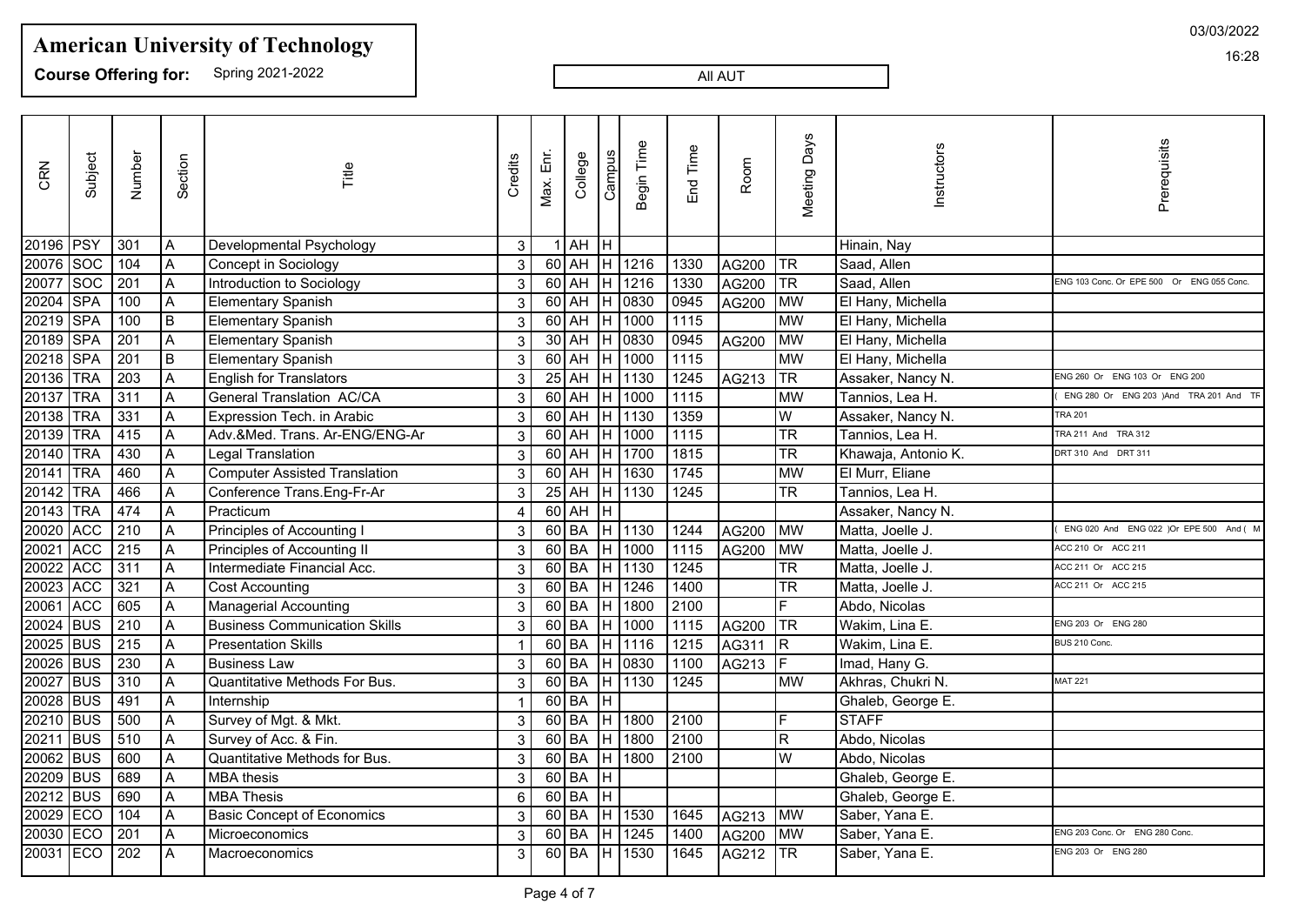# American University of Technology

**Course Offering for:** Spring 2021-2022

All AUT

03/03/2022

16:28

| CRN | Subject | Number | Section | Title | Credits | Max. Enr. | College | Campus | Begin Time | End Time | Room | Meeting Days | Instructors | Prerequisits |
|---|---|---|---|---|---|---|---|---|---|---|---|---|---|---|
| 20196 | PSY | 301 | A | Developmental Psychology | 3 | 1 | AH | H | | | | | Hinain, Nay | |
| 20076 | SOC | 104 | A | Concept in Sociology | 3 | 60 | AH | H | 1216 | 1330 | AG200 | TR | Saad, Allen | |
| 20077 | SOC | 201 | A | Introduction to Sociology | 3 | 60 | AH | H | 1216 | 1330 | AG200 | TR | Saad, Allen | ENG 103 Conc. Or EPE 500 Or ENG 055 Conc. |
| 20204 | SPA | 100 | A | Elementary Spanish | 3 | 60 | AH | H | 0830 | 0945 | AG200 | MW | El Hany, Michella | |
| 20219 | SPA | 100 | B | Elementary Spanish | 3 | 60 | AH | H | 1000 | 1115 | | MW | El Hany, Michella | |
| 20189 | SPA | 201 | A | Elementary Spanish | 3 | 30 | AH | H | 0830 | 0945 | AG200 | MW | El Hany, Michella | |
| 20218 | SPA | 201 | B | Elementary Spanish | 3 | 60 | AH | H | 1000 | 1115 | | MW | El Hany, Michella | |
| 20136 | TRA | 203 | A | English for Translators | 3 | 25 | AH | H | 1130 | 1245 | AG213 | TR | Assaker, Nancy N. | ENG 260 Or ENG 103 Or ENG 200 |
| 20137 | TRA | 311 | A | General Translation AC/CA | 3 | 60 | AH | H | 1000 | 1115 | | MW | Tannios, Lea H. | ( ENG 280 Or ENG 203 )And TRA 201 And TF |
| 20138 | TRA | 331 | A | Expression Tech. in Arabic | 3 | 60 | AH | H | 1130 | 1359 | | W | Assaker, Nancy N. | TRA 201 |
| 20139 | TRA | 415 | A | Adv.&Med. Trans. Ar-ENG/ENG-Ar | 3 | 60 | AH | H | 1000 | 1115 | | TR | Tannios, Lea H. | TRA 211 And TRA 312 |
| 20140 | TRA | 430 | A | Legal Translation | 3 | 60 | AH | H | 1700 | 1815 | | TR | Khawaja, Antonio K. | DRT 310 And DRT 311 |
| 20141 | TRA | 460 | A | Computer Assisted Translation | 3 | 60 | AH | H | 1630 | 1745 | | MW | El Murr, Eliane | |
| 20142 | TRA | 466 | A | Conference Trans.Eng-Fr-Ar | 3 | 25 | AH | H | 1130 | 1245 | | TR | Tannios, Lea H. | |
| 20143 | TRA | 474 | A | Practicum | 4 | 60 | AH | H | | | | | Assaker, Nancy N. | |
| 20020 | ACC | 210 | A | Principles of Accounting I | 3 | 60 | BA | H | 1130 | 1244 | AG200 | MW | Matta, Joelle J. | ( ENG 020 And ENG 022 )Or EPE 500 And ( M |
| 20021 | ACC | 215 | A | Principles of Accounting II | 3 | 60 | BA | H | 1000 | 1115 | AG200 | MW | Matta, Joelle J. | ACC 210 Or ACC 211 |
| 20022 | ACC | 311 | A | Intermediate Financial Acc. | 3 | 60 | BA | H | 1130 | 1245 | | TR | Matta, Joelle J. | ACC 211 Or ACC 215 |
| 20023 | ACC | 321 | A | Cost Accounting | 3 | 60 | BA | H | 1246 | 1400 | | TR | Matta, Joelle J. | ACC 211 Or ACC 215 |
| 20061 | ACC | 605 | A | Managerial Accounting | 3 | 60 | BA | H | 1800 | 2100 | | F | Abdo, Nicolas | |
| 20024 | BUS | 210 | A | Business Communication Skills | 3 | 60 | BA | H | 1000 | 1115 | AG200 | TR | Wakim, Lina E. | ENG 203 Or ENG 280 |
| 20025 | BUS | 215 | A | Presentation Skills | 1 | 60 | BA | H | 1116 | 1215 | AG311 | R | Wakim, Lina E. | BUS 210 Conc. |
| 20026 | BUS | 230 | A | Business Law | 3 | 60 | BA | H | 0830 | 1100 | AG213 | F | Imad, Hany G. | |
| 20027 | BUS | 310 | A | Quantitative Methods For Bus. | 3 | 60 | BA | H | 1130 | 1245 | | MW | Akhras, Chukri N. | MAT 221 |
| 20028 | BUS | 491 | A | Internship | 1 | 60 | BA | H | | | | | Ghaleb, George E. | |
| 20210 | BUS | 500 | A | Survey of Mgt. & Mkt. | 3 | 60 | BA | H | 1800 | 2100 | | F | STAFF | |
| 20211 | BUS | 510 | A | Survey of Acc. & Fin. | 3 | 60 | BA | H | 1800 | 2100 | | R | Abdo, Nicolas | |
| 20062 | BUS | 600 | A | Quantitative Methods for Bus. | 3 | 60 | BA | H | 1800 | 2100 | | W | Abdo, Nicolas | |
| 20209 | BUS | 689 | A | MBA thesis | 3 | 60 | BA | H | | | | | Ghaleb, George E. | |
| 20212 | BUS | 690 | A | MBA Thesis | 6 | 60 | BA | H | | | | | Ghaleb, George E. | |
| 20029 | ECO | 104 | A | Basic Concept of Economics | 3 | 60 | BA | H | 1530 | 1645 | AG213 | MW | Saber, Yana E. | |
| 20030 | ECO | 201 | A | Microeconomics | 3 | 60 | BA | H | 1245 | 1400 | AG200 | MW | Saber, Yana E. | ENG 203 Conc. Or ENG 280 Conc. |
| 20031 | ECO | 202 | A | Macroeconomics | 3 | 60 | BA | H | 1530 | 1645 | AG212 | TR | Saber, Yana E. | ENG 203 Or ENG 280 |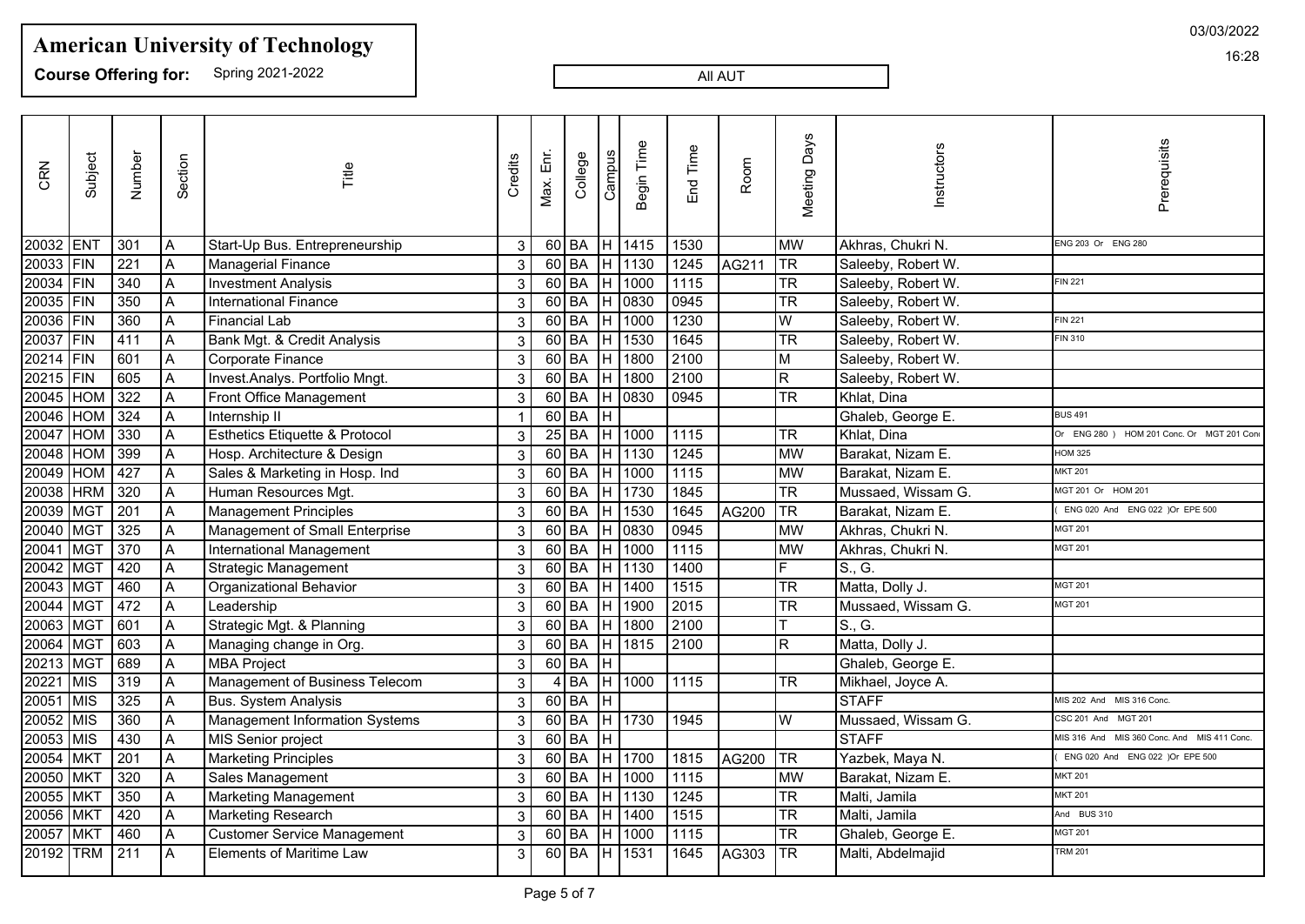# American University of Technology

**Course Offering for:** Spring 2021-2022

All AUT

03/03/2022

16:28

| CRN | Subject | Number | Section | Title | Credits | Max. Enr. | College | Campus | Begin Time | End Time | Room | Meeting Days | Instructors | Prerequisits |
|---|---|---|---|---|---|---|---|---|---|---|---|---|---|---|
| 20032 | ENT | 301 | A | Start-Up Bus. Entrepreneurship | 3 | 60 | BA | H | 1415 | 1530 | | MW | Akhras, Chukri N. | ENG 203 Or ENG 280 |
| 20033 | FIN | 221 | A | Managerial Finance | 3 | 60 | BA | H | 1130 | 1245 | AG211 | TR | Saleeby, Robert W. | |
| 20034 | FIN | 340 | A | Investment Analysis | 3 | 60 | BA | H | 1000 | 1115 | | TR | Saleeby, Robert W. | FIN 221 |
| 20035 | FIN | 350 | A | International Finance | 3 | 60 | BA | H | 0830 | 0945 | | TR | Saleeby, Robert W. | |
| 20036 | FIN | 360 | A | Financial Lab | 3 | 60 | BA | H | 1000 | 1230 | | W | Saleeby, Robert W. | FIN 221 |
| 20037 | FIN | 411 | A | Bank Mgt. & Credit Analysis | 3 | 60 | BA | H | 1530 | 1645 | | TR | Saleeby, Robert W. | FIN 310 |
| 20214 | FIN | 601 | A | Corporate Finance | 3 | 60 | BA | H | 1800 | 2100 | | M | Saleeby, Robert W. | |
| 20215 | FIN | 605 | A | Invest.Analys. Portfolio Mngt. | 3 | 60 | BA | H | 1800 | 2100 | | R | Saleeby, Robert W. | |
| 20045 | HOM | 322 | A | Front Office Management | 3 | 60 | BA | H | 0830 | 0945 | | TR | Khlat, Dina | |
| 20046 | HOM | 324 | A | Internship II | 1 | 60 | BA | H | | | | | Ghaleb, George E. | BUS 491 |
| 20047 | HOM | 330 | A | Esthetics Etiquette & Protocol | 3 | 25 | BA | H | 1000 | 1115 | | TR | Khlat, Dina | Or ENG 280 ) HOM 201 Conc. Or MGT 201 Conc |
| 20048 | HOM | 399 | A | Hosp. Architecture & Design | 3 | 60 | BA | H | 1130 | 1245 | | MW | Barakat, Nizam E. | HOM 325 |
| 20049 | HOM | 427 | A | Sales & Marketing in Hosp. Ind | 3 | 60 | BA | H | 1000 | 1115 | | MW | Barakat, Nizam E. | MKT 201 |
| 20038 | HRM | 320 | A | Human Resources Mgt. | 3 | 60 | BA | H | 1730 | 1845 | | TR | Mussaed, Wissam G. | MGT 201 Or HOM 201 |
| 20039 | MGT | 201 | A | Management Principles | 3 | 60 | BA | H | 1530 | 1645 | AG200 | TR | Barakat, Nizam E. | ( ENG 020 And ENG 022 )Or EPE 500 |
| 20040 | MGT | 325 | A | Management of Small Enterprise | 3 | 60 | BA | H | 0830 | 0945 | | MW | Akhras, Chukri N. | MGT 201 |
| 20041 | MGT | 370 | A | International Management | 3 | 60 | BA | H | 1000 | 1115 | | MW | Akhras, Chukri N. | MGT 201 |
| 20042 | MGT | 420 | A | Strategic Management | 3 | 60 | BA | H | 1130 | 1400 | | F | S., G. | |
| 20043 | MGT | 460 | A | Organizational Behavior | 3 | 60 | BA | H | 1400 | 1515 | | TR | Matta, Dolly J. | MGT 201 |
| 20044 | MGT | 472 | A | Leadership | 3 | 60 | BA | H | 1900 | 2015 | | TR | Mussaed, Wissam G. | MGT 201 |
| 20063 | MGT | 601 | A | Strategic Mgt. & Planning | 3 | 60 | BA | H | 1800 | 2100 | | T | S., G. | |
| 20064 | MGT | 603 | A | Managing change in Org. | 3 | 60 | BA | H | 1815 | 2100 | | R | Matta, Dolly J. | |
| 20213 | MGT | 689 | A | MBA Project | 3 | 60 | BA | H | | | | | Ghaleb, George E. | |
| 20221 | MIS | 319 | A | Management of Business Telecom | 3 | 4 | BA | H | 1000 | 1115 | | TR | Mikhael, Joyce A. | |
| 20051 | MIS | 325 | A | Bus. System Analysis | 3 | 60 | BA | H | | | | | STAFF | MIS 202 And MIS 316 Conc. |
| 20052 | MIS | 360 | A | Management Information Systems | 3 | 60 | BA | H | 1730 | 1945 | | W | Mussaed, Wissam G. | CSC 201 And MGT 201 |
| 20053 | MIS | 430 | A | MIS Senior project | 3 | 60 | BA | H | | | | | STAFF | MIS 316 And MIS 360 Conc. And MIS 411 Conc. |
| 20054 | MKT | 201 | A | Marketing Principles | 3 | 60 | BA | H | 1700 | 1815 | AG200 | TR | Yazbek, Maya N. | ( ENG 020 And ENG 022 )Or EPE 500 |
| 20050 | MKT | 320 | A | Sales Management | 3 | 60 | BA | H | 1000 | 1115 | | MW | Barakat, Nizam E. | MKT 201 |
| 20055 | MKT | 350 | A | Marketing Management | 3 | 60 | BA | H | 1130 | 1245 | | TR | Malti, Jamila | MKT 201 |
| 20056 | MKT | 420 | A | Marketing Research | 3 | 60 | BA | H | 1400 | 1515 | | TR | Malti, Jamila | And BUS 310 |
| 20057 | MKT | 460 | A | Customer Service Management | 3 | 60 | BA | H | 1000 | 1115 | | TR | Ghaleb, George E. | MGT 201 |
| 20192 | TRM | 211 | A | Elements of Maritime Law | 3 | 60 | BA | H | 1531 | 1645 | AG303 | TR | Malti, Abdelmajid | TRM 201 |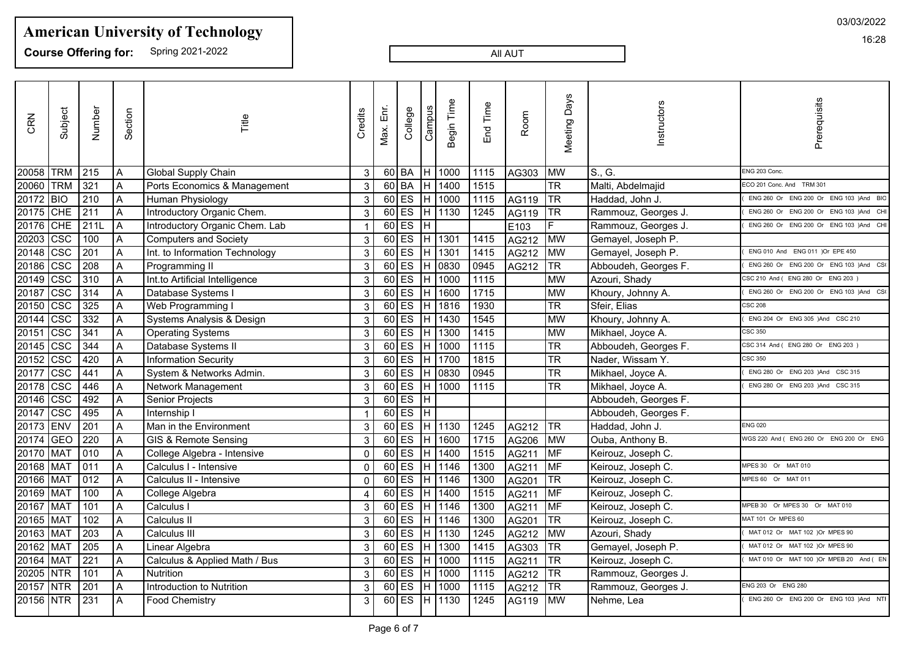# American University of Technology

**Course Offering for:** Spring 2021-2022

All AUT

03/03/2022

16:28

| CRN | Subject | Number | Section | Title | Credits | Max. Enr. | College | Campus | Begin Time | End Time | Room | Meeting Days | Instructors | Prerequisits |
|---|---|---|---|---|---|---|---|---|---|---|---|---|---|---|
| 20058 | TRM | 215 | A | Global Supply Chain | 3 | 60 | BA | H | 1000 | 1115 | AG303 | MW | S., G. | ENG 203 Conc. |
| 20060 | TRM | 321 | A | Ports Economics & Management | 3 | 60 | BA | H | 1400 | 1515 | | TR | Malti, Abdelmajid | ECO 201 Conc. And TRM 301 |
| 20172 | BIO | 210 | A | Human Physiology | 3 | 60 | ES | H | 1000 | 1115 | AG119 | TR | Haddad, John J. | ( ENG 260 Or ENG 200 Or ENG 103 )And BIO |
| 20175 | CHE | 211 | A | Introductory Organic Chem. | 3 | 60 | ES | H | 1130 | 1245 | AG119 | TR | Rammouz, Georges J. | ( ENG 260 Or ENG 200 Or ENG 103 )And CHI |
| 20176 | CHE | 211L | A | Introductory Organic Chem. Lab | 1 | 60 | ES | H | | | E103 | F | Rammouz, Georges J. | ( ENG 260 Or ENG 200 Or ENG 103 )And CHI |
| 20203 | CSC | 100 | A | Computers and Society | 3 | 60 | ES | H | 1301 | 1415 | AG212 | MW | Gemayel, Joseph P. | |
| 20148 | CSC | 201 | A | Int. to Information Technology | 3 | 60 | ES | H | 1301 | 1415 | AG212 | MW | Gemayel, Joseph P. | ( ENG 010 And ENG 011 )Or EPE 450 |
| 20186 | CSC | 208 | A | Programming II | 3 | 60 | ES | H | 0830 | 0945 | AG212 | TR | Abboudeh, Georges F. | ( ENG 260 Or ENG 200 Or ENG 103 )And CS( |
| 20149 | CSC | 310 | A | Int.to Artificial Intelligence | 3 | 60 | ES | H | 1000 | 1115 | | MW | Azouri, Shady | CSC 210 And ( ENG 280 Or ENG 203 ) |
| 20187 | CSC | 314 | A | Database Systems I | 3 | 60 | ES | H | 1600 | 1715 | | MW | Khoury, Johnny A. | ( ENG 260 Or ENG 200 Or ENG 103 )And CS( |
| 20150 | CSC | 325 | A | Web Programming I | 3 | 60 | ES | H | 1816 | 1930 | | TR | Sfeir, Elias | CSC 208 |
| 20144 | CSC | 332 | A | Systems Analysis & Design | 3 | 60 | ES | H | 1430 | 1545 | | MW | Khoury, Johnny A. | ( ENG 204 Or ENG 305 )And CSC 210 |
| 20151 | CSC | 341 | A | Operating Systems | 3 | 60 | ES | H | 1300 | 1415 | | MW | Mikhael, Joyce A. | CSC 350 |
| 20145 | CSC | 344 | A | Database Systems II | 3 | 60 | ES | H | 1000 | 1115 | | TR | Abboudeh, Georges F. | CSC 314 And ( ENG 280 Or ENG 203 ) |
| 20152 | CSC | 420 | A | Information Security | 3 | 60 | ES | H | 1700 | 1815 | | TR | Nader, Wissam Y. | CSC 350 |
| 20177 | CSC | 441 | A | System & Networks Admin. | 3 | 60 | ES | H | 0830 | 0945 | | TR | Mikhael, Joyce A. | ( ENG 280 Or ENG 203 )And CSC 315 |
| 20178 | CSC | 446 | A | Network Management | 3 | 60 | ES | H | 1000 | 1115 | | TR | Mikhael, Joyce A. | ( ENG 280 Or ENG 203 )And CSC 315 |
| 20146 | CSC | 492 | A | Senior Projects | 3 | 60 | ES | H | | | | | Abboudeh, Georges F. | |
| 20147 | CSC | 495 | A | Internship I | 1 | 60 | ES | H | | | | | Abboudeh, Georges F. | |
| 20173 | ENV | 201 | A | Man in the Environment | 3 | 60 | ES | H | 1130 | 1245 | AG212 | TR | Haddad, John J. | ENG 020 |
| 20174 | GEO | 220 | A | GIS & Remote Sensing | 3 | 60 | ES | H | 1600 | 1715 | AG206 | MW | Ouba, Anthony B. | WGS 220 And ( ENG 260 Or ENG 200 Or ENG |
| 20170 | MAT | 010 | A | College Algebra - Intensive | 0 | 60 | ES | H | 1400 | 1515 | AG211 | MF | Keirouz, Joseph C. | |
| 20168 | MAT | 011 | A | Calculus I - Intensive | 0 | 60 | ES | H | 1146 | 1300 | AG211 | MF | Keirouz, Joseph C. | MPES 30 Or MAT 010 |
| 20166 | MAT | 012 | A | Calculus II - Intensive | 0 | 60 | ES | H | 1146 | 1300 | AG201 | TR | Keirouz, Joseph C. | MPES 60 Or MAT 011 |
| 20169 | MAT | 100 | A | College Algebra | 4 | 60 | ES | H | 1400 | 1515 | AG211 | MF | Keirouz, Joseph C. | |
| 20167 | MAT | 101 | A | Calculus I | 3 | 60 | ES | H | 1146 | 1300 | AG211 | MF | Keirouz, Joseph C. | MPEB 30 Or MPES 30 Or MAT 010 |
| 20165 | MAT | 102 | A | Calculus II | 3 | 60 | ES | H | 1146 | 1300 | AG201 | TR | Keirouz, Joseph C. | MAT 101 Or MPES 60 |
| 20163 | MAT | 203 | A | Calculus III | 3 | 60 | ES | H | 1130 | 1245 | AG212 | MW | Azouri, Shady | ( MAT 012 Or MAT 102 )Or MPES 90 |
| 20162 | MAT | 205 | A | Linear Algebra | 3 | 60 | ES | H | 1300 | 1415 | AG303 | TR | Gemayel, Joseph P. | ( MAT 012 Or MAT 102 )Or MPES 90 |
| 20164 | MAT | 221 | A | Calculus & Applied Math / Bus | 3 | 60 | ES | H | 1000 | 1115 | AG211 | TR | Keirouz, Joseph C. | ( MAT 010 Or MAT 100 )Or MPEB 20 And ( EN |
| 20205 | NTR | 101 | A | Nutrition | 3 | 60 | ES | H | 1000 | 1115 | AG212 | TR | Rammouz, Georges J. | |
| 20157 | NTR | 201 | A | Introduction to Nutrition | 3 | 60 | ES | H | 1000 | 1115 | AG212 | TR | Rammouz, Georges J. | ENG 203 Or ENG 280 |
| 20156 | NTR | 231 | A | Food Chemistry | 3 | 60 | ES | H | 1130 | 1245 | AG119 | MW | Nehme, Lea | ( ENG 260 Or ENG 200 Or ENG 103 )And NTI |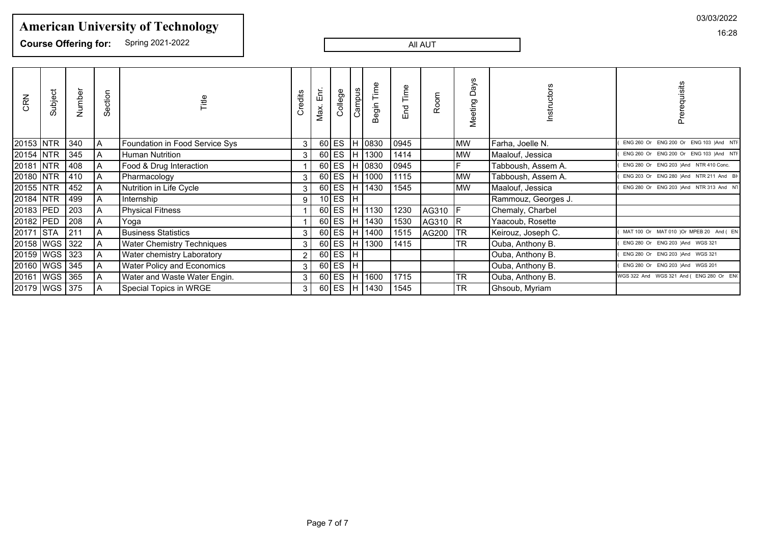# American University of Technology

**Course Offering for:** Spring 2021-2022

All AUT

03/03/2022

16:28

| CRN | Subject | Number | Section | Title | Credits | Max. Enr. | College | Campus | Begin Time | End Time | Room | Meeting Days | Instructors | Prerequisits |
|---|---|---|---|---|---|---|---|---|---|---|---|---|---|---|
| 20153 | NTR | 340 | A | Foundation in Food Service Sys | 3 | 60 | ES | H | 0830 | 0945 | | MW | Farha, Joelle N. | ( ENG 260 Or ENG 200 Or ENG 103 )And NTI |
| 20154 | NTR | 345 | A | Human Nutrition | 3 | 60 | ES | H | 1300 | 1414 | | MW | Maalouf, Jessica | ( ENG 260 Or ENG 200 Or ENG 103 )And NTI |
| 20181 | NTR | 408 | A | Food & Drug Interaction | 1 | 60 | ES | H | 0830 | 0945 | | F | Tabboush, Assem A. | ( ENG 280 Or ENG 203 )And NTR 410 Conc. |
| 20180 | NTR | 410 | A | Pharmacology | 3 | 60 | ES | H | 1000 | 1115 | | MW | Tabboush, Assem A. | ( ENG 203 Or ENG 280 )And NTR 211 And BI |
| 20155 | NTR | 452 | A | Nutrition in Life Cycle | 3 | 60 | ES | H | 1430 | 1545 | | MW | Maalouf, Jessica | ( ENG 280 Or ENG 203 )And NTR 313 And NT |
| 20184 | NTR | 499 | A | Internship | 9 | 10 | ES | H | | | | | Rammouz, Georges J. | |
| 20183 | PED | 203 | A | Physical Fitness | 1 | 60 | ES | H | 1130 | 1230 | AG310 | F | Chemaly, Charbel | |
| 20182 | PED | 208 | A | Yoga | 1 | 60 | ES | H | 1430 | 1530 | AG310 | R | Yaacoub, Rosette | |
| 20171 | STA | 211 | A | Business Statistics | 3 | 60 | ES | H | 1400 | 1515 | AG200 | TR | Keirouz, Joseph C. | ( MAT 100 Or MAT 010 )Or MPEB 20 And ( EN |
| 20158 | WGS | 322 | A | Water Chemistry Techniques | 3 | 60 | ES | H | 1300 | 1415 | | TR | Ouba, Anthony B. | ( ENG 280 Or ENG 203 )And WGS 321 |
| 20159 | WGS | 323 | A | Water chemistry Laboratory | 2 | 60 | ES | H | | | | | Ouba, Anthony B. | ( ENG 280 Or ENG 203 )And WGS 321 |
| 20160 | WGS | 345 | A | Water Policy and Economics | 3 | 60 | ES | H | | | | | Ouba, Anthony B. | ( ENG 280 Or ENG 203 )And WGS 201 |
| 20161 | WGS | 365 | A | Water and Waste Water Engin. | 3 | 60 | ES | H | 1600 | 1715 | | TR | Ouba, Anthony B. | WGS 322 And WGS 321 And ( ENG 280 Or EN |
| 20179 | WGS | 375 | A | Special Topics in WRGE | 3 | 60 | ES | H | 1430 | 1545 | | TR | Ghsoub, Myriam | |